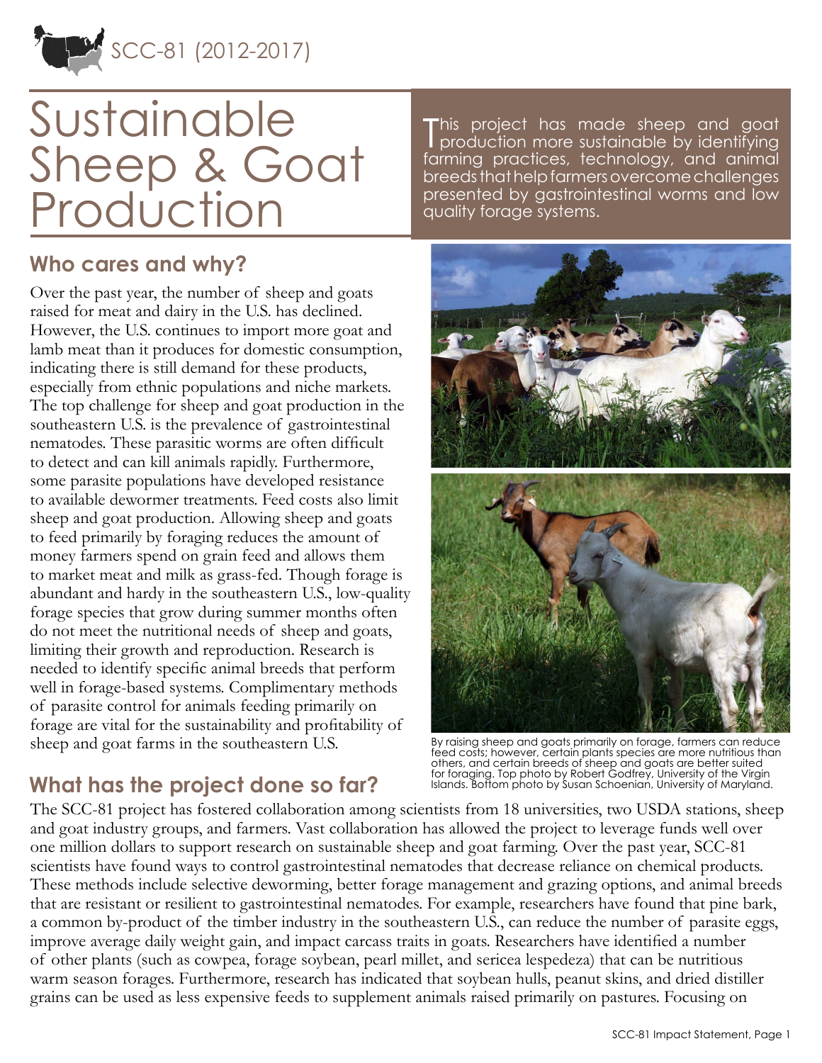SCC-81 (2012-2017)

# Sustainable Sheep & Goat Production

This project has made sheep and goat production more sustainable by identifying farming practices, technology, and animal breeds that help farmers overcome challenges presented by gastrointestinal worms and low quality forage systems.

## Who cares and why?

Over the past year, the number of sheep and goats raised for meat and dairy in the U.S. has declined. However, the U.S. continues to import more goat and lamb meat than it produces for domestic consumption, indicating there is still demand for these products, especially from ethnic populations and niche markets. The top challenge for sheep and goat production in the southeastern U.S. is the prevalence of gastrointestinal nematodes. These parasitic worms are often difficult to detect and can kill animals rapidly. Furthermore, some parasite populations have developed resistance to available dewormer treatments. Feed costs also limit sheep and goat production. Allowing sheep and goats to feed primarily by foraging reduces the amount of money farmers spend on grain feed and allows them to market meat and milk as grass-fed. Though forage is abundant and hardy in the southeastern U.S., low-quality forage species that grow during summer months often do not meet the nutritional needs of sheep and goats, limiting their growth and reproduction. Research is needed to identify specific animal breeds that perform well in forage-based systems. Complimentary methods of parasite control for animals feeding primarily on forage are vital for the sustainability and profitability of sheep and goat farms in the southeastern U.S.

By raising sheep and goats primarily on forage, farmers can reduce feed costs; however, certain plants species are more nutritious than others, and certain breeds of sheep and goats are better suited for foraging. Top photo by Robert Godfrey, University of the Virgin Islands. Bottom photo by Susan Schoenian, University of Maryland.

## What has the project done so far?

The SCC-81 project has fostered collaboration among scientists from 18 universities, two USDA stations, sheep and goat industry groups, and farmers. Vast collaboration has allowed the project to leverage funds well over one million dollars to support research on sustainable sheep and goat farming. Over the past year, SCC-81 scientists have found ways to control gastrointestinal nematodes that decrease reliance on chemical products. These methods include selective deworming, better forage management and grazing options, and animal breeds that are resistant or resilient to gastrointestinal nematodes. For example, researchers have found that pine bark, a common by-product of the timber industry in the southeastern U.S., can reduce the number of parasite eggs, improve average daily weight gain, and impact carcass traits in goats. Researchers have identified a number of other plants (such as cowpea, forage soybean, pearl millet, and sericea lespedeza) that can be nutritious warm season forages. Furthermore, research has indicated that soybean hulls, peanut skins, and dried distiller grains can be used as less expensive feeds to supplement animals raised primarily on pastures. Focusing on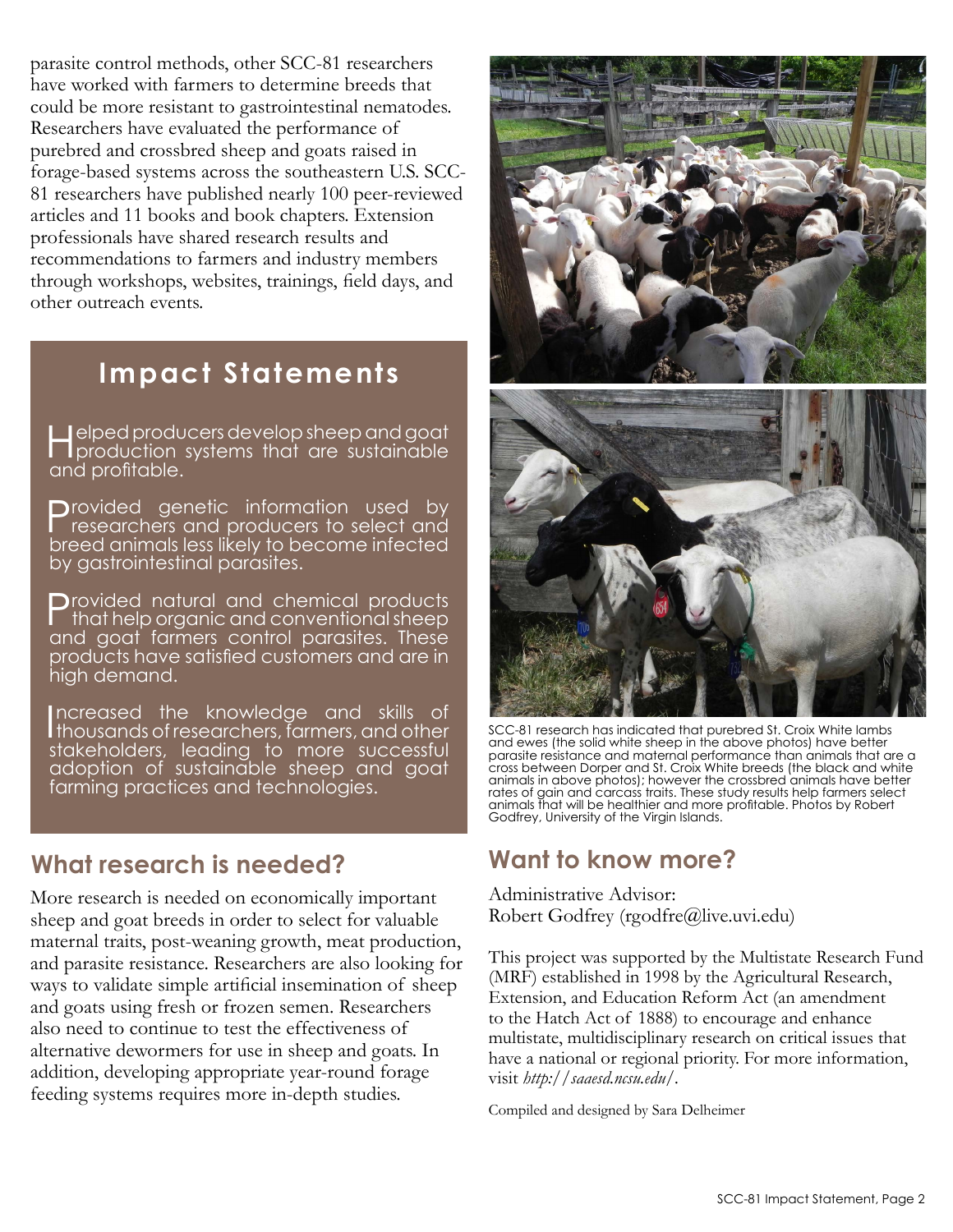parasite control methods, other SCC-81 researchers have worked with farmers to determine breeds that could be more resistant to gastrointestinal nematodes. Researchers have evaluated the performance of purebred and crossbred sheep and goats raised in forage-based systems across the southeastern U.S. SCC-81 researchers have published nearly 100 peer-reviewed articles and 11 books and book chapters. Extension professionals have shared research results and recommendations to farmers and industry members through workshops, websites, trainings, field days, and other outreach events.

## Impact Statements

Helped producers develop sheep and goat production systems that are sustainable and profitable.

Provided genetic information used by researchers and producers to select and breed animals less likely to become infected by gastrointestinal parasites.

Provided natural and chemical products that help organic and conventional sheep and goat farmers control parasites. These products have satisfied customers and are in high demand.

Increased the knowledge and skills of thousands of researchers, farmers, and other stakeholders, leading to more successful adoption of sustainable sheep and goat farming practices and technologies.

## What research is needed?

More research is needed on economically important sheep and goat breeds in order to select for valuable maternal traits, post-weaning growth, meat production, and parasite resistance. Researchers are also looking for ways to validate simple artificial insemination of sheep and goats using fresh or frozen semen. Researchers also need to continue to test the effectiveness of alternative dewormers for use in sheep and goats. In addition, developing appropriate year-round forage feeding systems requires more in-depth studies.

SCC-81 research has indicated that purebred St. Croix White lambs and ewes (the solid white sheep in the above photos) have better parasite resistance and maternal performance than animals that are a cross between Dorper and St. Croix White breeds (the black and white animals in above photos); however the crossbred animals have better rates of gain and carcass traits. These study results help farmers select animals that will be healthier and more profitable. Photos by Robert Godfrey, University of the Virgin Islands.

## Want to know more?

Administrative Advisor:
Robert Godfrey (rgodfre@live.uvi.edu)

This project was supported by the Multistate Research Fund (MRF) established in 1998 by the Agricultural Research, Extension, and Education Reform Act (an amendment to the Hatch Act of 1888) to encourage and enhance multistate, multidisciplinary research on critical issues that have a national or regional priority. For more information, visit *http://saaesd.ncsu.edu/*.

Compiled and designed by Sara Delheimer